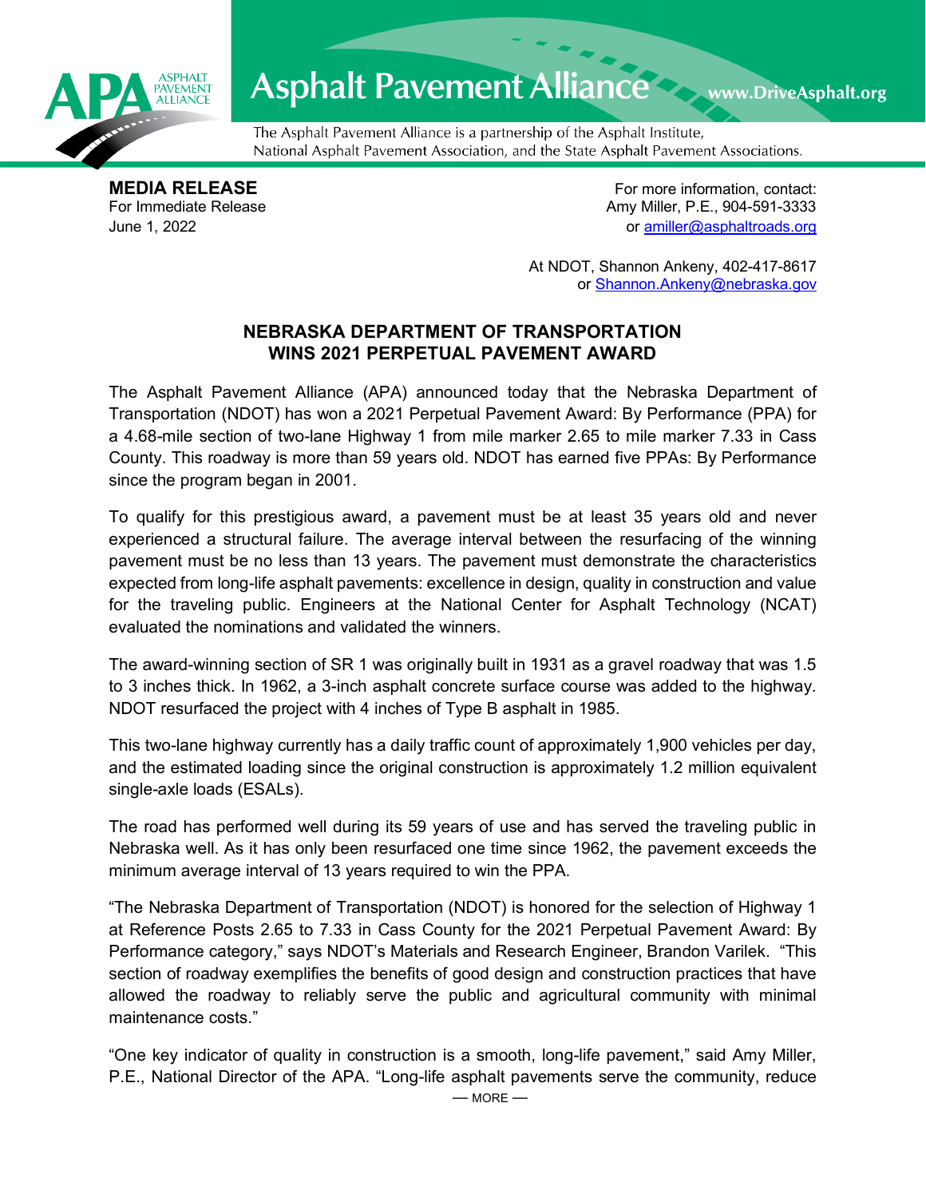Asphalt Pavement Alliance  www.DriveAsphalt.org

The Asphalt Pavement Alliance is a partnership of the Asphalt Institute, National Asphalt Pavement Association, and the State Asphalt Pavement Associations.

**MEDIA RELEASE**
For Immediate Release
June 1, 2022

For more information, contact:
Amy Miller, P.E., 904-591-3333
or amiller@asphaltroads.org

At NDOT, Shannon Ankeny, 402-417-8617
or Shannon.Ankeny@nebraska.gov

## NEBRASKA DEPARTMENT OF TRANSPORTATION WINS 2021 PERPETUAL PAVEMENT AWARD

The Asphalt Pavement Alliance (APA) announced today that the Nebraska Department of Transportation (NDOT) has won a 2021 Perpetual Pavement Award: By Performance (PPA) for a 4.68-mile section of two-lane Highway 1 from mile marker 2.65 to mile marker 7.33 in Cass County. This roadway is more than 59 years old. NDOT has earned five PPAs: By Performance since the program began in 2001.

To qualify for this prestigious award, a pavement must be at least 35 years old and never experienced a structural failure. The average interval between the resurfacing of the winning pavement must be no less than 13 years. The pavement must demonstrate the characteristics expected from long-life asphalt pavements: excellence in design, quality in construction and value for the traveling public. Engineers at the National Center for Asphalt Technology (NCAT) evaluated the nominations and validated the winners.

The award-winning section of SR 1 was originally built in 1931 as a gravel roadway that was 1.5 to 3 inches thick. In 1962, a 3-inch asphalt concrete surface course was added to the highway. NDOT resurfaced the project with 4 inches of Type B asphalt in 1985.

This two-lane highway currently has a daily traffic count of approximately 1,900 vehicles per day, and the estimated loading since the original construction is approximately 1.2 million equivalent single-axle loads (ESALs).

The road has performed well during its 59 years of use and has served the traveling public in Nebraska well. As it has only been resurfaced one time since 1962, the pavement exceeds the minimum average interval of 13 years required to win the PPA.

"The Nebraska Department of Transportation (NDOT) is honored for the selection of Highway 1 at Reference Posts 2.65 to 7.33 in Cass County for the 2021 Perpetual Pavement Award: By Performance category," says NDOT's Materials and Research Engineer, Brandon Varilek. "This section of roadway exemplifies the benefits of good design and construction practices that have allowed the roadway to reliably serve the public and agricultural community with minimal maintenance costs."

"One key indicator of quality in construction is a smooth, long-life pavement," said Amy Miller, P.E., National Director of the APA. "Long-life asphalt pavements serve the community, reduce

— MORE —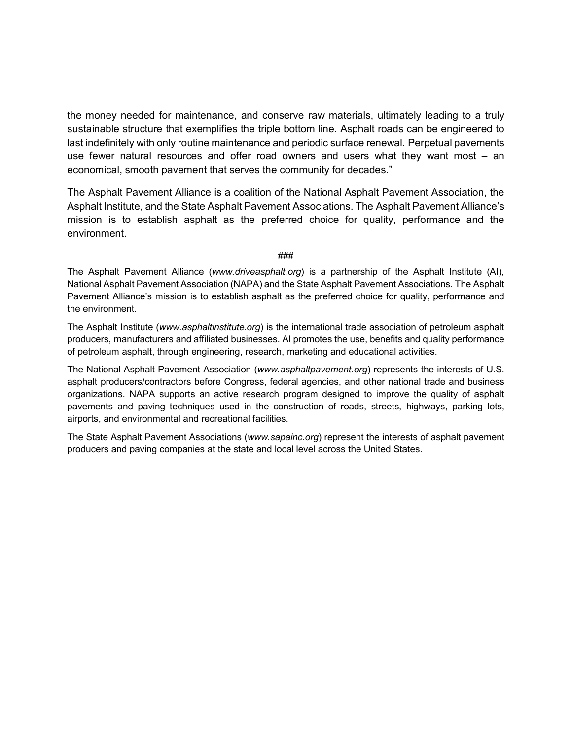the money needed for maintenance, and conserve raw materials, ultimately leading to a truly sustainable structure that exemplifies the triple bottom line. Asphalt roads can be engineered to last indefinitely with only routine maintenance and periodic surface renewal. Perpetual pavements use fewer natural resources and offer road owners and users what they want most – an economical, smooth pavement that serves the community for decades."

The Asphalt Pavement Alliance is a coalition of the National Asphalt Pavement Association, the Asphalt Institute, and the State Asphalt Pavement Associations. The Asphalt Pavement Alliance's mission is to establish asphalt as the preferred choice for quality, performance and the environment.

###

The Asphalt Pavement Alliance (*www.driveasphalt.org*) is a partnership of the Asphalt Institute (AI), National Asphalt Pavement Association (NAPA) and the State Asphalt Pavement Associations. The Asphalt Pavement Alliance's mission is to establish asphalt as the preferred choice for quality, performance and the environment.

The Asphalt Institute (*www.asphaltinstitute.org*) is the international trade association of petroleum asphalt producers, manufacturers and affiliated businesses. AI promotes the use, benefits and quality performance of petroleum asphalt, through engineering, research, marketing and educational activities.

The National Asphalt Pavement Association (*www.asphaltpavement.org*) represents the interests of U.S. asphalt producers/contractors before Congress, federal agencies, and other national trade and business organizations. NAPA supports an active research program designed to improve the quality of asphalt pavements and paving techniques used in the construction of roads, streets, highways, parking lots, airports, and environmental and recreational facilities.

The State Asphalt Pavement Associations (*www.sapainc.org*) represent the interests of asphalt pavement producers and paving companies at the state and local level across the United States.